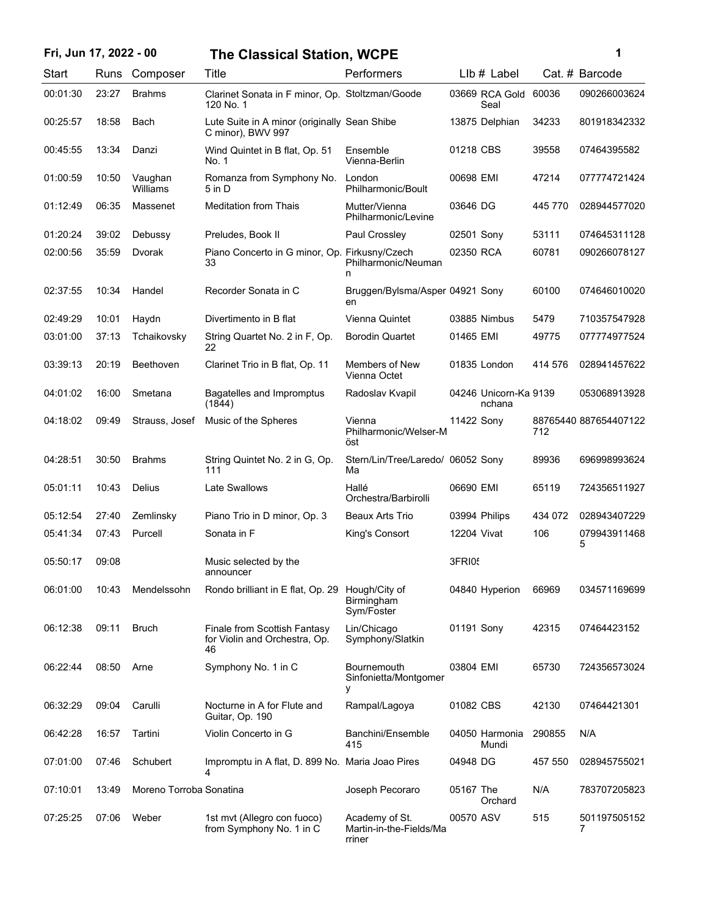# Fri, Jun 17, 2022 - 00 — The Classical Station, WCPE

| Start | Runs | Composer | Title | Performers | Llb # | Label | Cat. # | Barcode |
|---|---|---|---|---|---|---|---|---|
| 00:01:30 | 23:27 | Brahms | Clarinet Sonata in F minor, Op. 120 No. 1 | Stoltzman/Goode | 03669 | RCA Gold Seal | 60036 | 090266003624 |
| 00:25:57 | 18:58 | Bach | Lute Suite in A minor (originally C minor), BWV 997 | Sean Shibe | 13875 | Delphian | 34233 | 801918342332 |
| 00:45:55 | 13:34 | Danzi | Wind Quintet in B flat, Op. 51 No. 1 | Ensemble Vienna-Berlin | 01218 | CBS | 39558 | 07464395582 |
| 01:00:59 | 10:50 | Vaughan Williams | Romanza from Symphony No. 5 in D | London Philharmonic/Boult | 00698 | EMI | 47214 | 077774721424 |
| 01:12:49 | 06:35 | Massenet | Meditation from Thais | Mutter/Vienna Philharmonic/Levine | 03646 | DG | 445 770 | 028944577020 |
| 01:20:24 | 39:02 | Debussy | Preludes, Book II | Paul Crossley | 02501 | Sony | 53111 | 074645311128 |
| 02:00:56 | 35:59 | Dvorak | Piano Concerto in G minor, Op. 33 | Firkusny/Czech Philharmonic/Neumann | 02350 | RCA | 60781 | 090266078127 |
| 02:37:55 | 10:34 | Handel | Recorder Sonata in C | Bruggen/Bylsma/Asperen | 04921 | Sony | 60100 | 074646010020 |
| 02:49:29 | 10:01 | Haydn | Divertimento in B flat | Vienna Quintet | 03885 | Nimbus | 5479 | 710357547928 |
| 03:01:00 | 37:13 | Tchaikovsky | String Quartet No. 2 in F, Op. 22 | Borodin Quartet | 01465 | EMI | 49775 | 077774977524 |
| 03:39:13 | 20:19 | Beethoven | Clarinet Trio in B flat, Op. 11 | Members of New Vienna Octet | 01835 | London | 414 576 | 028941457622 |
| 04:01:02 | 16:00 | Smetana | Bagatelles and Impromptus (1844) | Radoslav Kvapil | 04246 | Unicorn-Kanchana | 9139 | 053068913928 |
| 04:18:02 | 09:49 | Strauss, Josef | Music of the Spheres | Vienna Philharmonic/Welser-Möst | 11422 | Sony | 88765440712 | 887654407122 |
| 04:28:51 | 30:50 | Brahms | String Quintet No. 2 in G, Op. 111 | Stern/Lin/Tree/Laredo/Ma | 06052 | Sony | 89936 | 696998993624 |
| 05:01:11 | 10:43 | Delius | Late Swallows | Hallé Orchestra/Barbirolli | 06690 | EMI | 65119 | 724356511927 |
| 05:12:54 | 27:40 | Zemlinsky | Piano Trio in D minor, Op. 3 | Beaux Arts Trio | 03994 | Philips | 434 072 | 028943407229 |
| 05:41:34 | 07:43 | Purcell | Sonata in F | King's Consort | 12204 | Vivat | 106 | 0799439114685 |
| 05:50:17 | 09:08 | | Music selected by the announcer | | 3FRI05 | | | |
| 06:01:00 | 10:43 | Mendelssohn | Rondo brilliant in E flat, Op. 29 | Hough/City of Birmingham Sym/Foster | 04840 | Hyperion | 66969 | 034571169699 |
| 06:12:38 | 09:11 | Bruch | Finale from Scottish Fantasy for Violin and Orchestra, Op. 46 | Lin/Chicago Symphony/Slatkin | 01191 | Sony | 42315 | 07464423152 |
| 06:22:44 | 08:50 | Arne | Symphony No. 1 in C | Bournemouth Sinfonietta/Montgomery | 03804 | EMI | 65730 | 724356573024 |
| 06:32:29 | 09:04 | Carulli | Nocturne in A for Flute and Guitar, Op. 190 | Rampal/Lagoya | 01082 | CBS | 42130 | 07464421301 |
| 06:42:28 | 16:57 | Tartini | Violin Concerto in G | Banchini/Ensemble 415 | 04050 | Harmonia Mundi | 290855 | N/A |
| 07:01:00 | 07:46 | Schubert | Impromptu in A flat, D. 899 No. 4 | Maria Joao Pires | 04948 | DG | 457 550 | 028945755021 |
| 07:10:01 | 13:49 | Moreno Torroba | Sonatina | Joseph Pecoraro | 05167 | The Orchard | N/A | 783707205823 |
| 07:25:25 | 07:06 | Weber | 1st mvt (Allegro con fuoco) from Symphony No. 1 in C | Academy of St. Martin-in-the-Fields/Marriner | 00570 | ASV | 515 | 5011975051527 |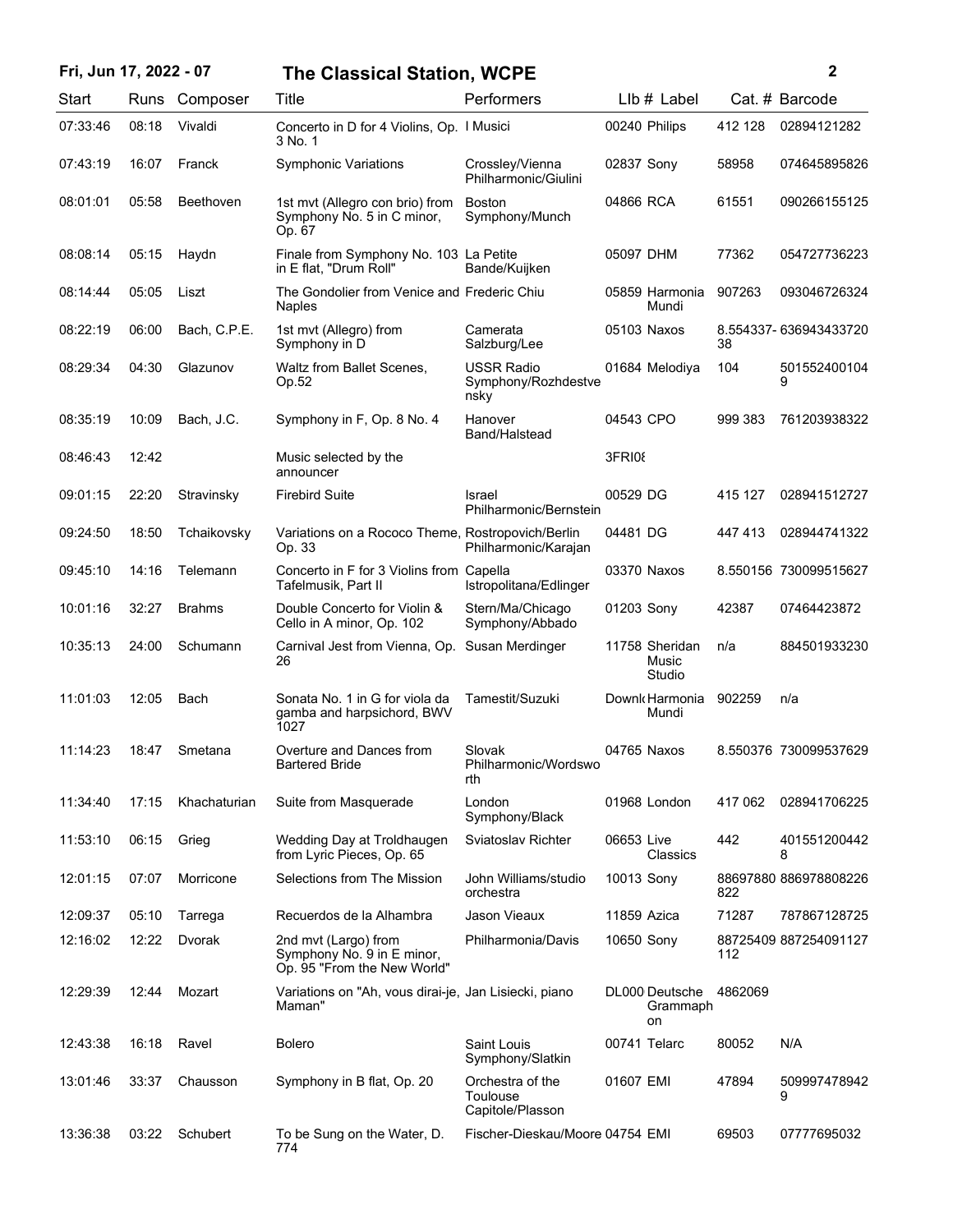| Start | Runs | Composer | Title | Performers | Llb # | Label | Cat. # | Barcode |
|---|---|---|---|---|---|---|---|---|
| 07:33:46 | 08:18 | Vivaldi | Concerto in D for 4 Violins, Op. 3 No. 1 | I Musici | 00240 | Philips | 412 128 | 02894121282 |
| 07:43:19 | 16:07 | Franck | Symphonic Variations | Crossley/Vienna Philharmonic/Giulini | 02837 | Sony | 58958 | 074645895826 |
| 08:01:01 | 05:58 | Beethoven | 1st mvt (Allegro con brio) from Symphony No. 5 in C minor, Op. 67 | Boston Symphony/Munch | 04866 | RCA | 61551 | 090266155125 |
| 08:08:14 | 05:15 | Haydn | Finale from Symphony No. 103 in E flat, "Drum Roll" | La Petite Bande/Kuijken | 05097 | DHM | 77362 | 054727736223 |
| 08:14:44 | 05:05 | Liszt | The Gondolier from Venice and Naples | Frederic Chiu | 05859 | Harmonia Mundi | 907263 | 093046726324 |
| 08:22:19 | 06:00 | Bach, C.P.E. | 1st mvt (Allegro) from Symphony in D | Camerata Salzburg/Lee | 05103 | Naxos | 8.554337-38 | 636943433720 |
| 08:29:34 | 04:30 | Glazunov | Waltz from Ballet Scenes, Op.52 | USSR Radio Symphony/Rozhdestvensky | 01684 | Melodiya | 104 | 5015524001049 |
| 08:35:19 | 10:09 | Bach, J.C. | Symphony in F, Op. 8 No. 4 | Hanover Band/Halstead | 04543 | CPO | 999 383 | 761203938322 |
| 08:46:43 | 12:42 | | Music selected by the announcer | | 3FRI08 | | | |
| 09:01:15 | 22:20 | Stravinsky | Firebird Suite | Israel Philharmonic/Bernstein | 00529 | DG | 415 127 | 028941512727 |
| 09:24:50 | 18:50 | Tchaikovsky | Variations on a Rococo Theme, Op. 33 | Rostropovich/Berlin Philharmonic/Karajan | 04481 | DG | 447 413 | 028944741322 |
| 09:45:10 | 14:16 | Telemann | Concerto in F for 3 Violins from Tafelmusik, Part II | Capella Istropolitana/Edlinger | 03370 | Naxos | 8.550156 | 730099515627 |
| 10:01:16 | 32:27 | Brahms | Double Concerto for Violin & Cello in A minor, Op. 102 | Stern/Ma/Chicago Symphony/Abbado | 01203 | Sony | 42387 | 07464423872 |
| 10:35:13 | 24:00 | Schumann | Carnival Jest from Vienna, Op. 26 | Susan Merdinger | 11758 | Sheridan Music Studio | n/a | 884501933230 |
| 11:01:03 | 12:05 | Bach | Sonata No. 1 in G for viola da gamba and harpsichord, BWV 1027 | Tamestit/Suzuki | Downl | Harmonia Mundi | 902259 | n/a |
| 11:14:23 | 18:47 | Smetana | Overture and Dances from Bartered Bride | Slovak Philharmonic/Wordsworth | 04765 | Naxos | 8.550376 | 730099537629 |
| 11:34:40 | 17:15 | Khachaturian | Suite from Masquerade | London Symphony/Black | 01968 | London | 417 062 | 028941706225 |
| 11:53:10 | 06:15 | Grieg | Wedding Day at Troldhaugen from Lyric Pieces, Op. 65 | Sviatoslav Richter | 06653 | Live Classics | 442 | 4015512004428 |
| 12:01:15 | 07:07 | Morricone | Selections from The Mission | John Williams/studio orchestra | 10013 | Sony | 88697880822 | 886978808226 |
| 12:09:37 | 05:10 | Tarrega | Recuerdos de la Alhambra | Jason Vieaux | 11859 | Azica | 71287 | 787867128725 |
| 12:16:02 | 12:22 | Dvorak | 2nd mvt (Largo) from Symphony No. 9 in E minor, Op. 95 "From the New World" | Philharmonia/Davis | 10650 | Sony | 88725409112 | 887254091127 |
| 12:29:39 | 12:44 | Mozart | Variations on "Ah, vous dirai-je, Maman" | Jan Lisiecki, piano | DL000 | Deutsche Grammophon | 4862069 | |
| 12:43:38 | 16:18 | Ravel | Bolero | Saint Louis Symphony/Slatkin | 00741 | Telarc | 80052 | N/A |
| 13:01:46 | 33:37 | Chausson | Symphony in B flat, Op. 20 | Orchestra of the Toulouse Capitole/Plasson | 01607 | EMI | 47894 | 5099974789429 |
| 13:36:38 | 03:22 | Schubert | To be Sung on the Water, D. 774 | Fischer-Dieskau/Moore | 04754 | EMI | 69503 | 07777695032 |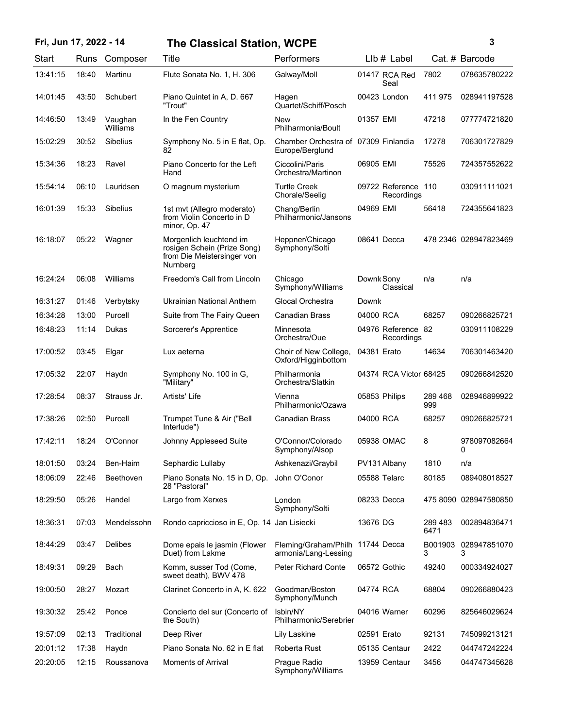| Start | Runs | Composer | Title | Performers | Llb # | Label | Cat. # | Barcode |
|---|---|---|---|---|---|---|---|---|
| 13:41:15 | 18:40 | Martinu | Flute Sonata No. 1, H. 306 | Galway/Moll | 01417 | RCA Red Seal | 7802 | 078635780222 |
| 14:01:45 | 43:50 | Schubert | Piano Quintet in A, D. 667 "Trout" | Hagen Quartet/Schiff/Posch | 00423 | London | 411 975 | 028941197528 |
| 14:46:50 | 13:49 | Vaughan Williams | In the Fen Country | New Philharmonia/Boult | 01357 | EMI | 47218 | 077774721820 |
| 15:02:29 | 30:52 | Sibelius | Symphony No. 5 in E flat, Op. 82 | Chamber Orchestra of Europe/Berglund | 07309 | Finlandia | 17278 | 706301727829 |
| 15:34:36 | 18:23 | Ravel | Piano Concerto for the Left Hand | Ciccolini/Paris Orchestra/Martinon | 06905 | EMI | 75526 | 724357552622 |
| 15:54:14 | 06:10 | Lauridsen | O magnum mysterium | Turtle Creek Chorale/Seelig | 09722 | Reference Recordings | 110 | 030911111021 |
| 16:01:39 | 15:33 | Sibelius | 1st mvt (Allegro moderato) from Violin Concerto in D minor, Op. 47 | Chang/Berlin Philharmonic/Jansons | 04969 | EMI | 56418 | 724355641823 |
| 16:18:07 | 05:22 | Wagner | Morgenlich leuchtend im rosigen Schein (Prize Song) from Die Meistersinger von Nurnberg | Heppner/Chicago Symphony/Solti | 08641 | Decca | 478 2346 | 028947823469 |
| 16:24:24 | 06:08 | Williams | Freedom's Call from Lincoln | Chicago Symphony/Williams | Downl( | Sony Classical | n/a | n/a |
| 16:31:27 | 01:46 | Verbytsky | Ukrainian National Anthem | Glocal Orchestra | Downl( | | | |
| 16:34:28 | 13:00 | Purcell | Suite from The Fairy Queen | Canadian Brass | 04000 | RCA | 68257 | 090266825721 |
| 16:48:23 | 11:14 | Dukas | Sorcerer's Apprentice | Minnesota Orchestra/Oue | 04976 | Reference Recordings | 82 | 030911108229 |
| 17:00:52 | 03:45 | Elgar | Lux aeterna | Choir of New College, Oxford/Higginbottom | 04381 | Erato | 14634 | 706301463420 |
| 17:05:32 | 22:07 | Haydn | Symphony No. 100 in G, "Military" | Philharmonia Orchestra/Slatkin | 04374 | RCA Victor | 68425 | 090266842520 |
| 17:28:54 | 08:37 | Strauss Jr. | Artists' Life | Vienna Philharmonic/Ozawa | 05853 | Philips | 289 468 999 | 028946899922 |
| 17:38:26 | 02:50 | Purcell | Trumpet Tune & Air ("Bell Interlude") | Canadian Brass | 04000 | RCA | 68257 | 090266825721 |
| 17:42:11 | 18:24 | O'Connor | Johnny Appleseed Suite | O'Connor/Colorado Symphony/Alsop | 05938 | OMAC | 8 | 9780970826640 |
| 18:01:50 | 03:24 | Ben-Haim | Sephardic Lullaby | Ashkenazi/Graybil | PV131 | Albany | 1810 | n/a |
| 18:06:09 | 22:46 | Beethoven | Piano Sonata No. 15 in D, Op. 28 "Pastoral" | John O'Conor | 05588 | Telarc | 80185 | 089408018527 |
| 18:29:50 | 05:26 | Handel | Largo from Xerxes | London Symphony/Solti | 08233 | Decca | 475 8090 | 028947580850 |
| 18:36:31 | 07:03 | Mendelssohn | Rondo capriccioso in E, Op. 14 | Jan Lisiecki | 13676 | DG | 289 483 6471 | 002894836471 |
| 18:44:29 | 03:47 | Delibes | Dome epais le jasmin (Flower Duet) from Lakme | Fleming/Graham/Philharmonia/Lang-Lessing | 11744 | Decca | B0019033 | 0289478510703 |
| 18:49:31 | 09:29 | Bach | Komm, susser Tod (Come, sweet death), BWV 478 | Peter Richard Conte | 06572 | Gothic | 49240 | 000334924027 |
| 19:00:50 | 28:27 | Mozart | Clarinet Concerto in A, K. 622 | Goodman/Boston Symphony/Munch | 04774 | RCA | 68804 | 090266880423 |
| 19:30:32 | 25:42 | Ponce | Concierto del sur (Concerto of the South) | Isbin/NY Philharmonic/Serebrier | 04016 | Warner | 60296 | 825646029624 |
| 19:57:09 | 02:13 | Traditional | Deep River | Lily Laskine | 02591 | Erato | 92131 | 745099213121 |
| 20:01:12 | 17:38 | Haydn | Piano Sonata No. 62 in E flat | Roberta Rust | 05135 | Centaur | 2422 | 044747242224 |
| 20:20:05 | 12:15 | Roussanova | Moments of Arrival | Prague Radio Symphony/Williams | 13959 | Centaur | 3456 | 044747345628 |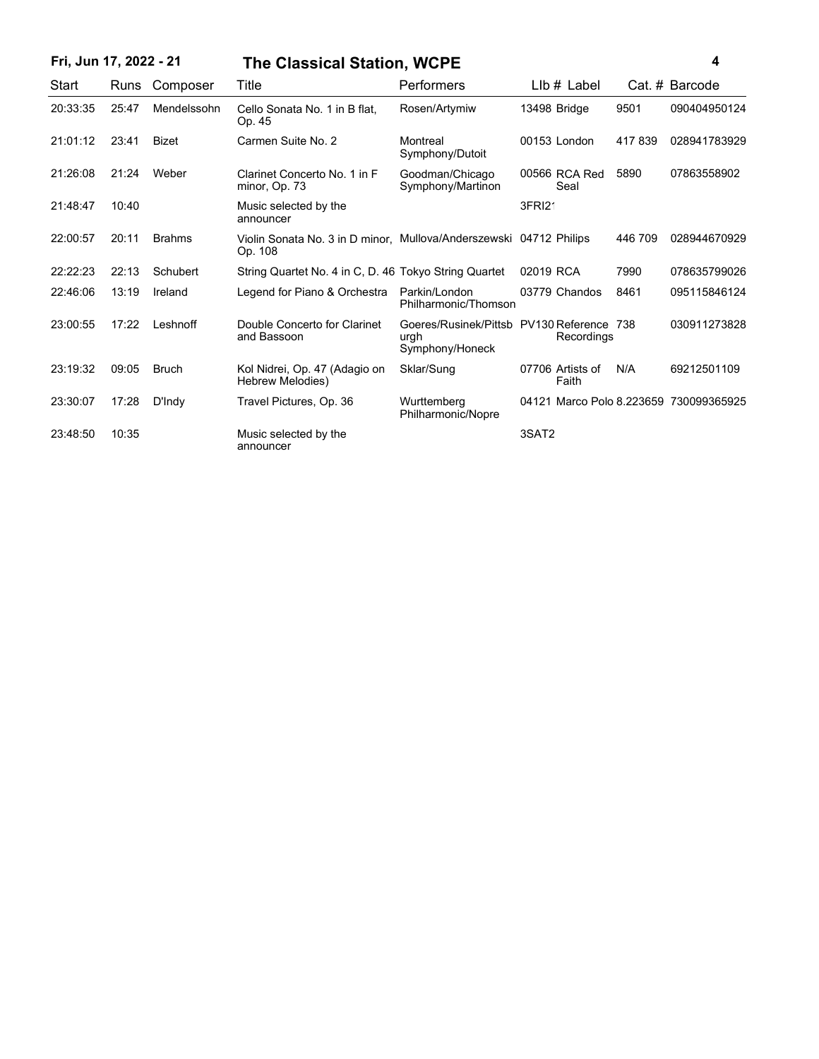| Start | Runs | Composer | Title | Performers | Llb # | Label | Cat. # | Barcode |
|---|---|---|---|---|---|---|---|---|
| 20:33:35 | 25:47 | Mendelssohn | Cello Sonata No. 1 in B flat, Op. 45 | Rosen/Artymiw | 13498 | Bridge | 9501 | 090404950124 |
| 21:01:12 | 23:41 | Bizet | Carmen Suite No. 2 | Montreal Symphony/Dutoit | 00153 | London | 417 839 | 028941783929 |
| 21:26:08 | 21:24 | Weber | Clarinet Concerto No. 1 in F minor, Op. 73 | Goodman/Chicago Symphony/Martinon | 00566 | RCA Red Seal | 5890 | 07863558902 |
| 21:48:47 | 10:40 | | Music selected by the announcer | | 3FRI21 | | | |
| 22:00:57 | 20:11 | Brahms | Violin Sonata No. 3 in D minor, Op. 108 | Mullova/Anderszewski | 04712 | Philips | 446 709 | 028944670929 |
| 22:22:23 | 22:13 | Schubert | String Quartet No. 4 in C, D. 46 | Tokyo String Quartet | 02019 | RCA | 7990 | 078635799026 |
| 22:46:06 | 13:19 | Ireland | Legend for Piano & Orchestra | Parkin/London Philharmonic/Thomson | 03779 | Chandos | 8461 | 095115846124 |
| 23:00:55 | 17:22 | Leshnoff | Double Concerto for Clarinet and Bassoon | Goeres/Rusinek/Pittsburgh Symphony/Honeck | PV130 | Reference Recordings | 738 | 030911273828 |
| 23:19:32 | 09:05 | Bruch | Kol Nidrei, Op. 47 (Adagio on Hebrew Melodies) | Sklar/Sung | 07706 | Artists of Faith | N/A | 69212501109 |
| 23:30:07 | 17:28 | D'Indy | Travel Pictures, Op. 36 | Wurttemberg Philharmonic/Nopre | 04121 | Marco Polo | 8.223659 | 730099365925 |
| 23:48:50 | 10:35 | | Music selected by the announcer | | 3SAT2 | | | |